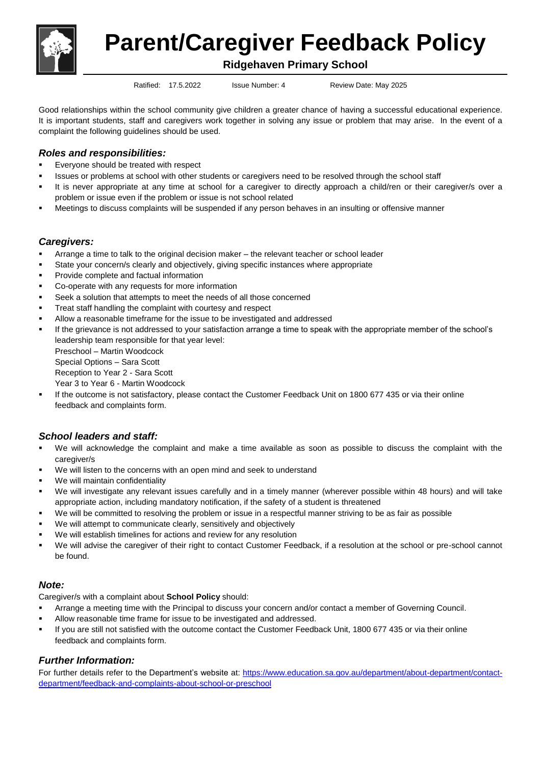# Parent/Caregiver Feedback Policy

**Ridgehaven Primary School**

Ratified: 17.5.2022 Issue Number: 4 Review Date: May 2025

Good relationships within the school community give children a greater chance of having a successful educational experience. It is important students, staff and caregivers work together in solving any issue or problem that may arise. In the event of a complaint the following guidelines should be used.

### *Roles and responsibilities:*

- Everyone should be treated with respect
- Issues or problems at school with other students or caregivers need to be resolved through the school staff
- It is never appropriate at any time at school for a caregiver to directly approach a child/ren or their caregiver/s over a problem or issue even if the problem or issue is not school related
- Meetings to discuss complaints will be suspended if any person behaves in an insulting or offensive manner

### *Caregivers:*

- Arrange a time to talk to the original decision maker – the relevant teacher or school leader
- State your concern/s clearly and objectively, giving specific instances where appropriate
- Provide complete and factual information
- Co-operate with any requests for more information
- Seek a solution that attempts to meet the needs of all those concerned
- Treat staff handling the complaint with courtesy and respect
- Allow a reasonable timeframe for the issue to be investigated and addressed
- If the grievance is not addressed to your satisfaction arrange a time to speak with the appropriate member of the school's leadership team responsible for that year level:
  Preschool – Martin Woodcock
  Special Options – Sara Scott
  Reception to Year 2 - Sara Scott
  Year 3 to Year 6 - Martin Woodcock
- If the outcome is not satisfactory, please contact the Customer Feedback Unit on 1800 677 435 or via their online feedback and complaints form.

### *School leaders and staff:*

- We will acknowledge the complaint and make a time available as soon as possible to discuss the complaint with the caregiver/s
- We will listen to the concerns with an open mind and seek to understand
- We will maintain confidentiality
- We will investigate any relevant issues carefully and in a timely manner (wherever possible within 48 hours) and will take appropriate action, including mandatory notification, if the safety of a student is threatened
- We will be committed to resolving the problem or issue in a respectful manner striving to be as fair as possible
- We will attempt to communicate clearly, sensitively and objectively
- We will establish timelines for actions and review for any resolution
- We will advise the caregiver of their right to contact Customer Feedback, if a resolution at the school or pre-school cannot be found.

### *Note:*

Caregiver/s with a complaint about **School Policy** should:

- Arrange a meeting time with the Principal to discuss your concern and/or contact a member of Governing Council.
- Allow reasonable time frame for issue to be investigated and addressed.
- If you are still not satisfied with the outcome contact the Customer Feedback Unit, 1800 677 435 or via their online feedback and complaints form.

### *Further Information:*

For further details refer to the Department's website at: [https://www.education.sa.gov.au/department/about-department/contact-department/feedback-and-complaints-about-school-or-preschool](https://www.education.sa.gov.au/department/about-department/contact-department/feedback-and-complaints-about-school-or-preschool)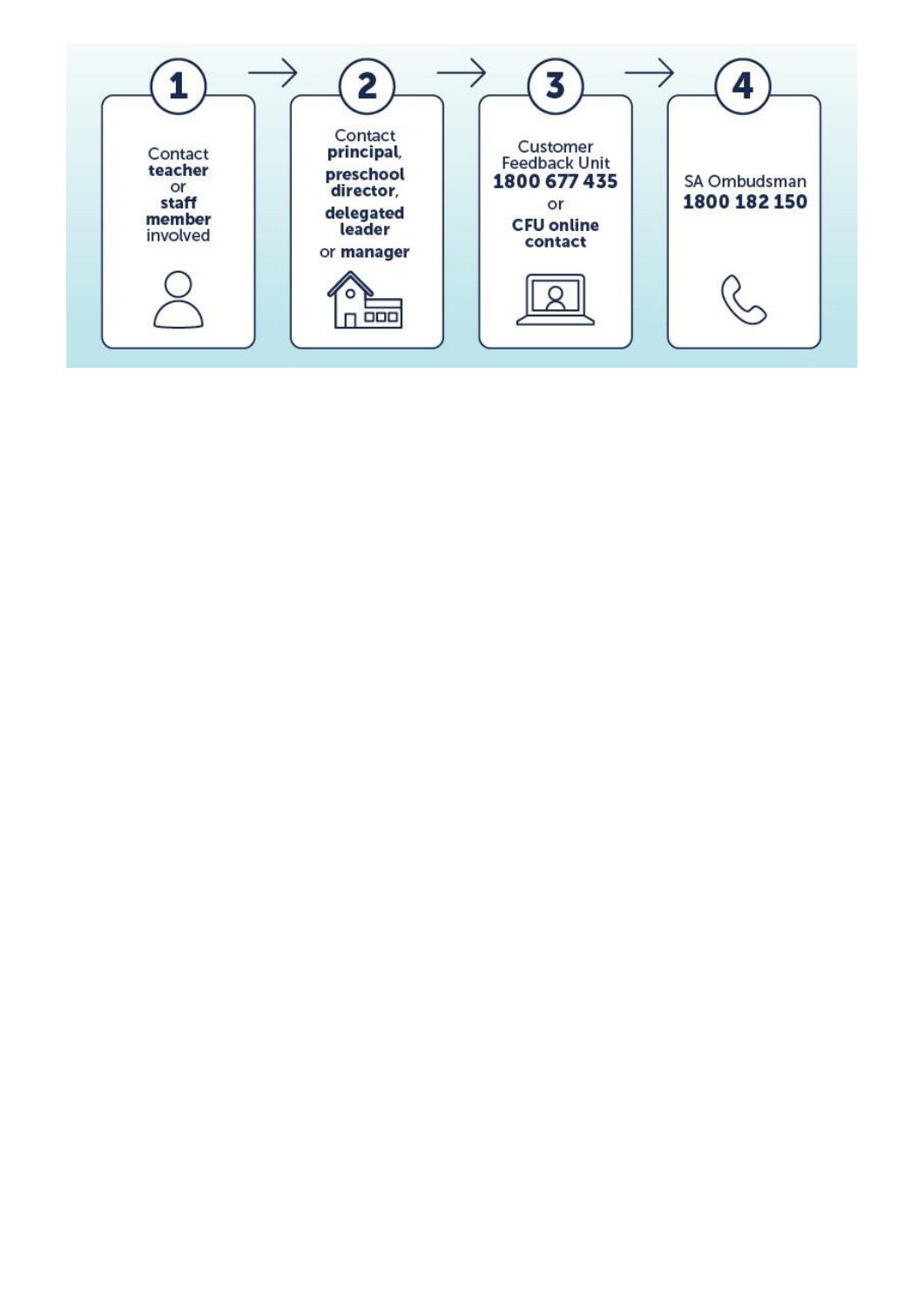1. Contact **teacher** or **staff member** involved
2. Contact **principal**, **preschool director**, **delegated leader** or **manager**
3. Customer Feedback Unit **1800 677 435** or **CFU online contact**
4. SA Ombudsman **1800 182 150**